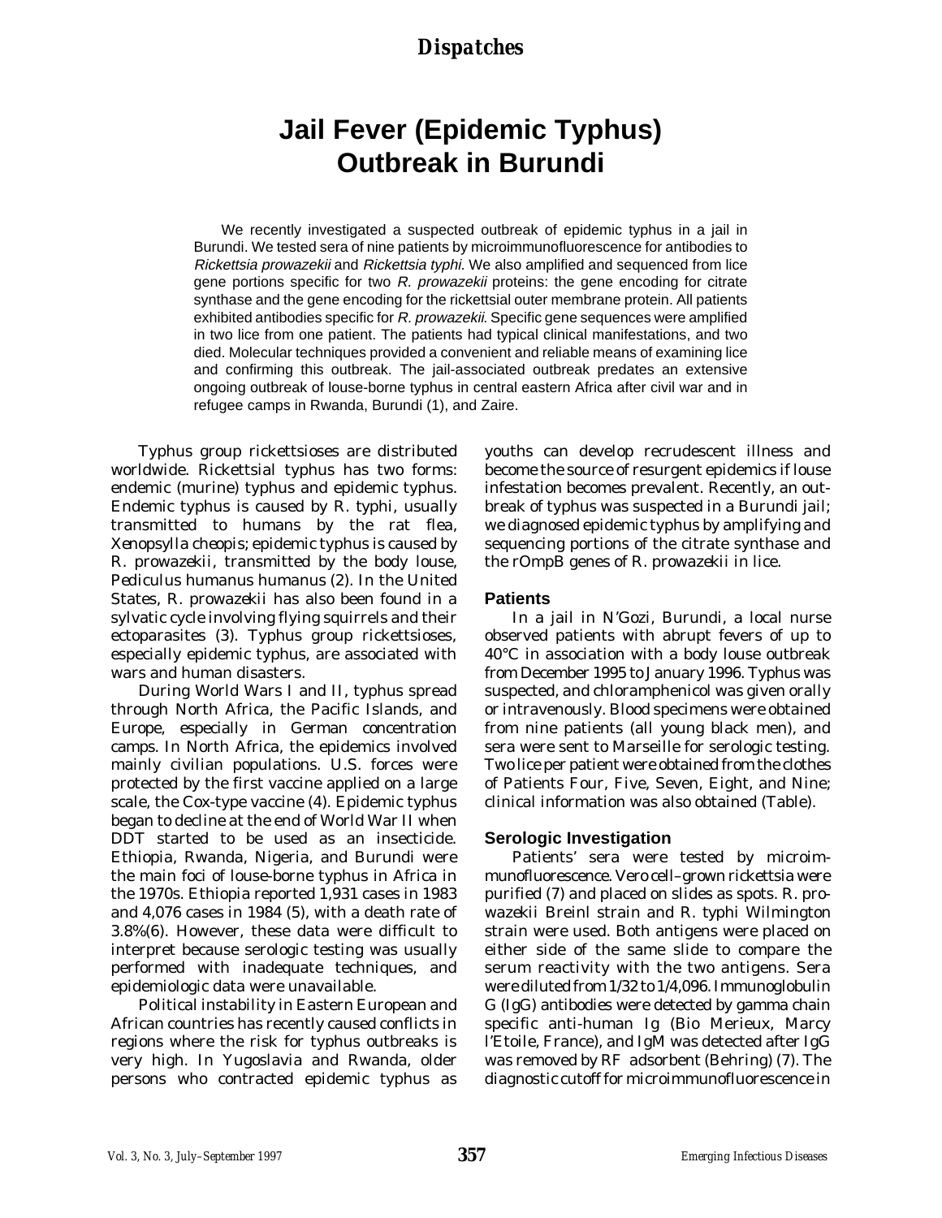# Jail Fever (Epidemic Typhus) Outbreak in Burundi

We recently investigated a suspected outbreak of epidemic typhus in a jail in Burundi. We tested sera of nine patients by microimmunofluorescence for antibodies to *Rickettsia prowazekii* and *Rickettsia typhi*. We also amplified and sequenced from lice gene portions specific for two *R. prowazekii* proteins: the gene encoding for citrate synthase and the gene encoding for the rickettsial outer membrane protein. All patients exhibited antibodies specific for *R. prowazekii*. Specific gene sequences were amplified in two lice from one patient. The patients had typical clinical manifestations, and two died. Molecular techniques provided a convenient and reliable means of examining lice and confirming this outbreak. The jail-associated outbreak predates an extensive ongoing outbreak of louse-borne typhus in central eastern Africa after civil war and in refugee camps in Rwanda, Burundi (1), and Zaire.

Typhus group rickettsioses are distributed worldwide. Rickettsial typhus has two forms: endemic (murine) typhus and epidemic typhus. Endemic typhus is caused by R. typhi, usually transmitted to humans by the rat flea, *Xenopsylla cheopis*; epidemic typhus is caused by R. prowazekii, transmitted by the body louse, *Pediculus humanus humanus* (2). In the United States, R. prowazekii has also been found in a sylvatic cycle involving flying squirrels and their ectoparasites (3). Typhus group rickettsioses, especially epidemic typhus, are associated with wars and human disasters.

During World Wars I and II, typhus spread through North Africa, the Pacific Islands, and Europe, especially in German concentration camps. In North Africa, the epidemics involved mainly civilian populations. U.S. forces were protected by the first vaccine applied on a large scale, the Cox-type vaccine (4). Epidemic typhus began to decline at the end of World War II when DDT started to be used as an insecticide. Ethiopia, Rwanda, Nigeria, and Burundi were the main foci of louse-borne typhus in Africa in the 1970s. Ethiopia reported 1,931 cases in 1983 and 4,076 cases in 1984 (5), with a death rate of 3.8%(6). However, these data were difficult to interpret because serologic testing was usually performed with inadequate techniques, and epidemiologic data were unavailable.

Political instability in Eastern European and African countries has recently caused conflicts in regions where the risk for typhus outbreaks is very high. In Yugoslavia and Rwanda, older persons who contracted epidemic typhus as youths can develop recrudescent illness and become the source of resurgent epidemics if louse infestation becomes prevalent. Recently, an outbreak of typhus was suspected in a Burundi jail; we diagnosed epidemic typhus by amplifying and sequencing portions of the citrate synthase and the rOmpB genes of R. prowazekii in lice.

## Patients

In a jail in N'Gozi, Burundi, a local nurse observed patients with abrupt fevers of up to 40°C in association with a body louse outbreak from December 1995 to January 1996. Typhus was suspected, and chloramphenicol was given orally or intravenously. Blood specimens were obtained from nine patients (all young black men), and sera were sent to Marseille for serologic testing. Two lice per patient were obtained from the clothes of Patients Four, Five, Seven, Eight, and Nine; clinical information was also obtained (Table).

## Serologic Investigation

Patients' sera were tested by microimmunofluorescence. Vero cell–grown rickettsia were purified (7) and placed on slides as spots. R. prowazekii Breinl strain and R. typhi Wilmington strain were used. Both antigens were placed on either side of the same slide to compare the serum reactivity with the two antigens. Sera were diluted from 1/32 to 1/4,096. Immunoglobulin G (IgG) antibodies were detected by gamma chain specific anti-human Ig (Bio Merieux, Marcy l'Etoile, France), and IgM was detected after IgG was removed by RF adsorbent (Behring) (7). The diagnostic cutoff for microimmunofluorescence in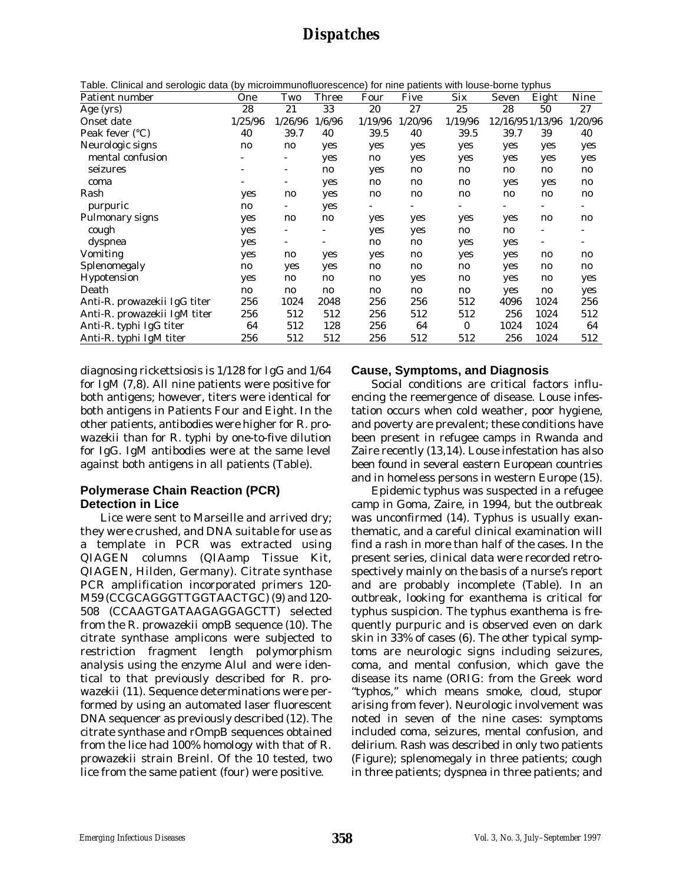Table. Clinical and serologic data (by microimmunofluorescence) for nine patients with louse-borne typhus

| Patient number | One | Two | Three | Four | Five | Six | Seven | Eight | Nine |
|---|---|---|---|---|---|---|---|---|---|
| Age (yrs) | 28 | 21 | 33 | 20 | 27 | 25 | 28 | 50 | 27 |
| Onset date | 1/25/96 | 1/26/96 | 1/6/96 | 1/19/96 | 1/20/96 | 1/19/96 | 12/16/95 | 1/13/96 | 1/20/96 |
| Peak fever (°C) | 40 | 39.7 | 40 | 39.5 | 40 | 39.5 | 39.7 | 39 | 40 |
| Neurologic signs | no | no | yes | yes | yes | yes | yes | yes | yes |
| mental confusion | - | - | yes | no | yes | yes | yes | yes | yes |
| seizures | - | - | no | yes | no | no | no | no | no |
| coma | - | - | yes | no | no | no | yes | yes | no |
| Rash | yes | no | yes | no | no | no | no | no | no |
| purpuric | no | - | yes | - | - | - | - | - | - |
| Pulmonary signs | yes | no | no | yes | yes | yes | yes | no | no |
| cough | yes | - | - | yes | yes | no | no | - | - |
| dyspnea | yes | - | - | no | no | yes | yes | - | - |
| Vomiting | yes | no | yes | yes | no | yes | yes | no | no |
| Splenomegaly | no | yes | yes | no | no | no | yes | no | no |
| Hypotension | yes | no | no | no | yes | no | yes | no | yes |
| Death | no | no | no | no | no | no | yes | no | yes |
| Anti-R. prowazekii IgG titer | 256 | 1024 | 2048 | 256 | 256 | 512 | 4096 | 1024 | 256 |
| Anti-R. prowazekii IgM titer | 256 | 512 | 512 | 256 | 512 | 512 | 256 | 1024 | 512 |
| Anti-R. typhi IgG titer | 64 | 512 | 128 | 256 | 64 | 0 | 1024 | 1024 | 64 |
| Anti-R. typhi IgM titer | 256 | 512 | 512 | 256 | 512 | 512 | 256 | 1024 | 512 |

diagnosing rickettsiosis is 1/128 for IgG and 1/64 for IgM (7,8). All nine patients were positive for both antigens; however, titers were identical for both antigens in Patients Four and Eight. In the other patients, antibodies were higher for R. prowazekii than for R. typhi by one-to-five dilution for IgG. IgM antibodies were at the same level against both antigens in all patients (Table).

### Polymerase Chain Reaction (PCR) Detection in Lice

Lice were sent to Marseille and arrived dry; they were crushed, and DNA suitable for use as a template in PCR was extracted using QIAGEN columns (QIAamp Tissue Kit, QIAGEN, Hilden, Germany). Citrate synthase PCR amplification incorporated primers 120-M59 (CCGCAGGGTTGGTAACTGC) (9) and 120-508 (CCAAGTGATAAGAGGAGCTT) selected from the R. prowazekii ompB sequence (10). The citrate synthase amplicons were subjected to restriction fragment length polymorphism analysis using the enzyme AluI and were identical to that previously described for R. prowazekii (11). Sequence determinations were performed by using an automated laser fluorescent DNA sequencer as previously described (12). The citrate synthase and rOmpB sequences obtained from the lice had 100% homology with that of R. prowazekii strain Breinl. Of the 10 tested, two lice from the same patient (four) were positive.

### Cause, Symptoms, and Diagnosis

Social conditions are critical factors influencing the reemergence of disease. Louse infestation occurs when cold weather, poor hygiene, and poverty are prevalent; these conditions have been present in refugee camps in Rwanda and Zaire recently (13,14). Louse infestation has also been found in several eastern European countries and in homeless persons in western Europe (15).

Epidemic typhus was suspected in a refugee camp in Goma, Zaire, in 1994, but the outbreak was unconfirmed (14). Typhus is usually exanthematic, and a careful clinical examination will find a rash in more than half of the cases. In the present series, clinical data were recorded retrospectively mainly on the basis of a nurse's report and are probably incomplete (Table). In an outbreak, looking for exanthema is critical for typhus suspicion. The typhus exanthema is frequently purpuric and is observed even on dark skin in 33% of cases (6). The other typical symptoms are neurologic signs including seizures, coma, and mental confusion, which gave the disease its name (ORIG: from the Greek word "typhos," which means smoke, cloud, stupor arising from fever). Neurologic involvement was noted in seven of the nine cases: symptoms included coma, seizures, mental confusion, and delirium. Rash was described in only two patients (Figure); splenomegaly in three patients; cough in three patients; dyspnea in three patients; and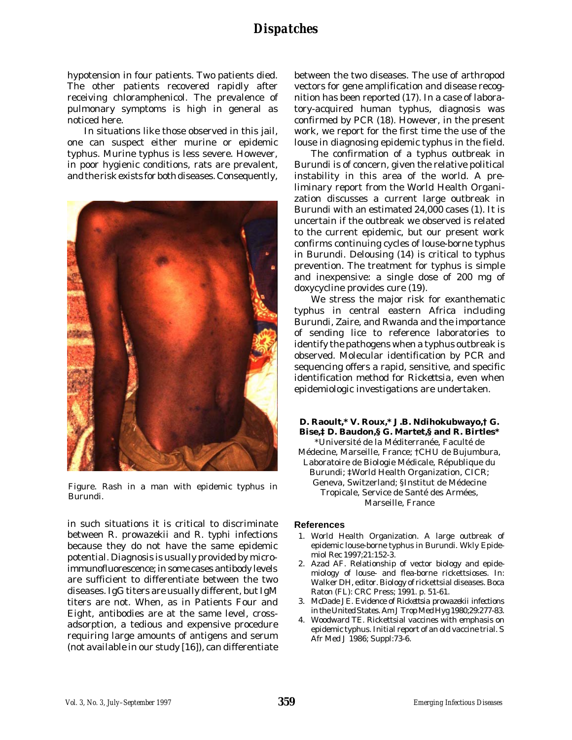hypotension in four patients. Two patients died. The other patients recovered rapidly after receiving chloramphenicol. The prevalence of pulmonary symptoms is high in general as noticed here.

In situations like those observed in this jail, one can suspect either murine or epidemic typhus. Murine typhus is less severe. However, in poor hygienic conditions, rats are prevalent, and the risk exists for both diseases. Consequently, in such situations it is critical to discriminate between *R. prowazekii* and *R. typhi* infections because they do not have the same epidemic potential. Diagnosis is usually provided by microimmunofluorescence; in some cases antibody levels are sufficient to differentiate between the two diseases. IgG titers are usually different, but IgM titers are not. When, as in Patients Four and Eight, antibodies are at the same level, cross-adsorption, a tedious and expensive procedure requiring large amounts of antigens and serum (not available in our study [16]), can differentiate between the two diseases. The use of arthropod vectors for gene amplification and disease recognition has been reported (17). In a case of laboratory-acquired human typhus, diagnosis was confirmed by PCR (18). However, in the present work, we report for the first time the use of the louse in diagnosing epidemic typhus in the field.

Figure. Rash in a man with epidemic typhus in Burundi.

The confirmation of a typhus outbreak in Burundi is of concern, given the relative political instability in this area of the world. A preliminary report from the World Health Organization discusses a current large outbreak in Burundi with an estimated 24,000 cases (1). It is uncertain if the outbreak we observed is related to the current epidemic, but our present work confirms continuing cycles of louse-borne typhus in Burundi. Delousing (14) is critical to typhus prevention. The treatment for typhus is simple and inexpensive: a single dose of 200 mg of doxycycline provides cure (19).

We stress the major risk for exanthematic typhus in central eastern Africa including Burundi, Zaire, and Rwanda and the importance of sending lice to reference laboratories to identify the pathogens when a typhus outbreak is observed. Molecular identification by PCR and sequencing offers a rapid, sensitive, and specific identification method for *Rickettsia*, even when epidemiologic investigations are undertaken.

**D. Raoult,\* V. Roux,\* J.B. Ndihokubwayo,† G. Bise,‡ D. Baudon,§ G. Martet,§ and R. Birtles\***

\*Université de la Méditerranée, Faculté de Médecine, Marseille, France; †CHU de Bujumbura, Laboratoire de Biologie Médicale, République du Burundi; ‡World Health Organization, CICR; Geneva, Switzerland; §Institut de Médecine Tropicale, Service de Santé des Armées, Marseille, France

## References

1. World Health Organization. A large outbreak of epidemic louse-borne typhus in Burundi. Wkly Epidemiol Rec 1997;21:152-3.
2. Azad AF. Relationship of vector biology and epidemiology of louse- and flea-borne rickettsioses. In: Walker DH, editor. Biology of rickettsial diseases. Boca Raton (FL): CRC Press; 1991. p. 51-61.
3. McDade JE. Evidence of *Rickettsia prowazekii* infections in the United States. Am J Trop Med Hyg 1980;29:277-83.
4. Woodward TE. Rickettsial vaccines with emphasis on epidemic typhus. Initial report of an old vaccine trial. S Afr Med J 1986; Suppl:73-6.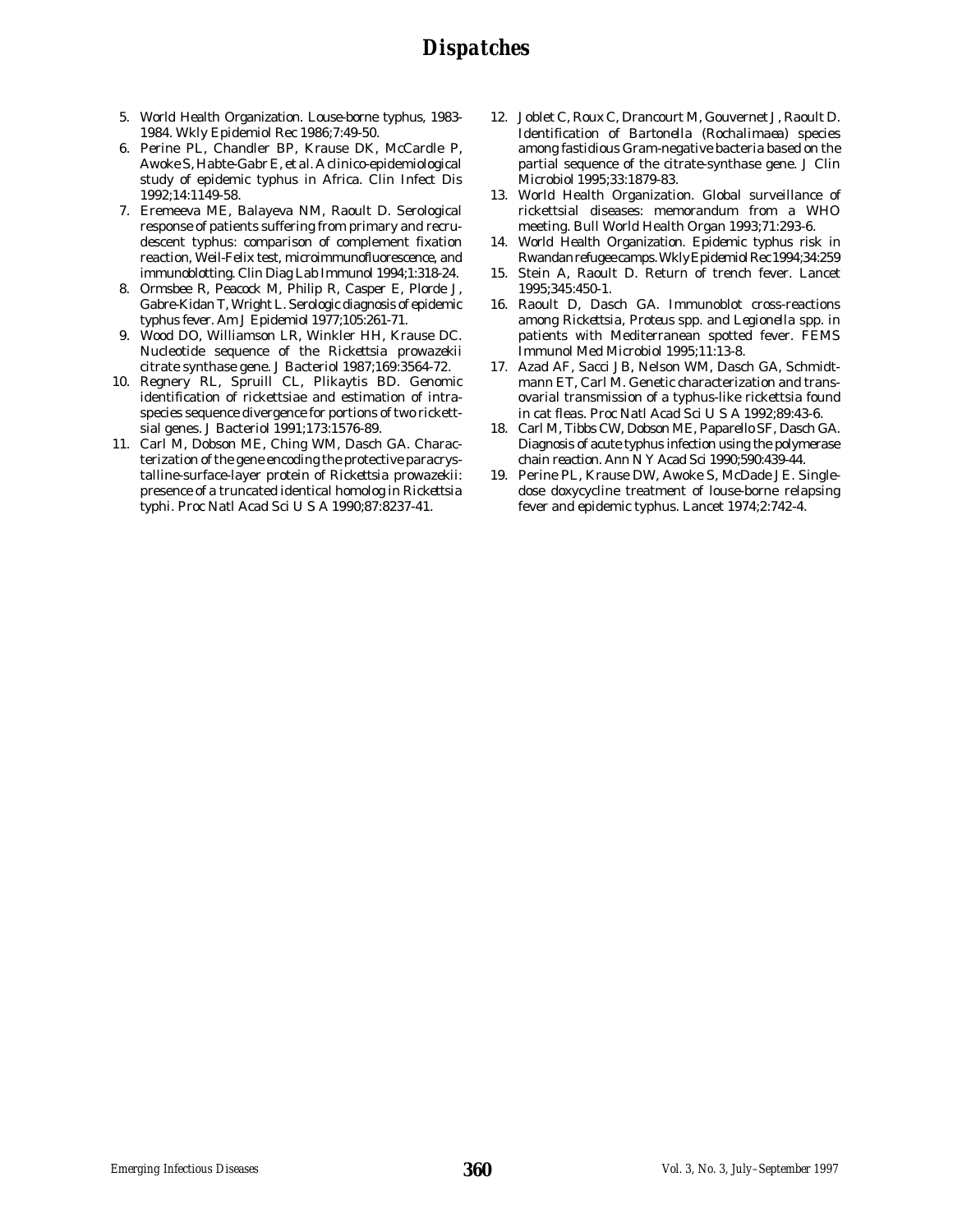5. World Health Organization. Louse-borne typhus, 1983-1984. Wkly Epidemiol Rec 1986;7:49-50.
6. Perine PL, Chandler BP, Krause DK, McCardle P, Awoke S, Habte-Gabr E, et al. A clinico-epidemiological study of epidemic typhus in Africa. Clin Infect Dis 1992;14:1149-58.
7. Eremeeva ME, Balayeva NM, Raoult D. Serological response of patients suffering from primary and recrudescent typhus: comparison of complement fixation reaction, Weil-Felix test, microimmunofluorescence, and immunoblotting. Clin Diag Lab Immunol 1994;1:318-24.
8. Ormsbee R, Peacock M, Philip R, Casper E, Plorde J, Gabre-Kidan T, Wright L. Serologic diagnosis of epidemic typhus fever. Am J Epidemiol 1977;105:261-71.
9. Wood DO, Williamson LR, Winkler HH, Krause DC. Nucleotide sequence of the *Rickettsia prowazekii* citrate synthase gene. J Bacteriol 1987;169:3564-72.
10. Regnery RL, Spruill CL, Plikaytis BD. Genomic identification of rickettsiae and estimation of intraspecies sequence divergence for portions of two rickettsial genes. J Bacteriol 1991;173:1576-89.
11. Carl M, Dobson ME, Ching WM, Dasch GA. Characterization of the gene encoding the protective paracrystalline-surface-layer protein of *Rickettsia prowazekii*: presence of a truncated identical homolog in *Rickettsia typhi*. Proc Natl Acad Sci U S A 1990;87:8237-41.
12. Joblet C, Roux C, Drancourt M, Gouvernet J, Raoult D. Identification of *Bartonella* (*Rochalimaea*) species among fastidious Gram-negative bacteria based on the partial sequence of the citrate-synthase gene. J Clin Microbiol 1995;33:1879-83.
13. World Health Organization. Global surveillance of rickettsial diseases: memorandum from a WHO meeting. Bull World Health Organ 1993;71:293-6.
14. World Health Organization. Epidemic typhus risk in Rwandan refugee camps. Wkly Epidemiol Rec 1994;34:259
15. Stein A, Raoult D. Return of trench fever. Lancet 1995;345:450-1.
16. Raoult D, Dasch GA. Immunoblot cross-reactions among *Rickettsia*, *Proteus* spp. and *Legionella* spp. in patients with Mediterranean spotted fever. FEMS Immunol Med Microbiol 1995;11:13-8.
17. Azad AF, Sacci JB, Nelson WM, Dasch GA, Schmidtmann ET, Carl M. Genetic characterization and transovarial transmission of a typhus-like rickettsia found in cat fleas. Proc Natl Acad Sci U S A 1992;89:43-6.
18. Carl M, Tibbs CW, Dobson ME, Paparello SF, Dasch GA. Diagnosis of acute typhus infection using the polymerase chain reaction. Ann N Y Acad Sci 1990;590:439-44.
19. Perine PL, Krause DW, Awoke S, McDade JE. Single-dose doxycycline treatment of louse-borne relapsing fever and epidemic typhus. Lancet 1974;2:742-4.